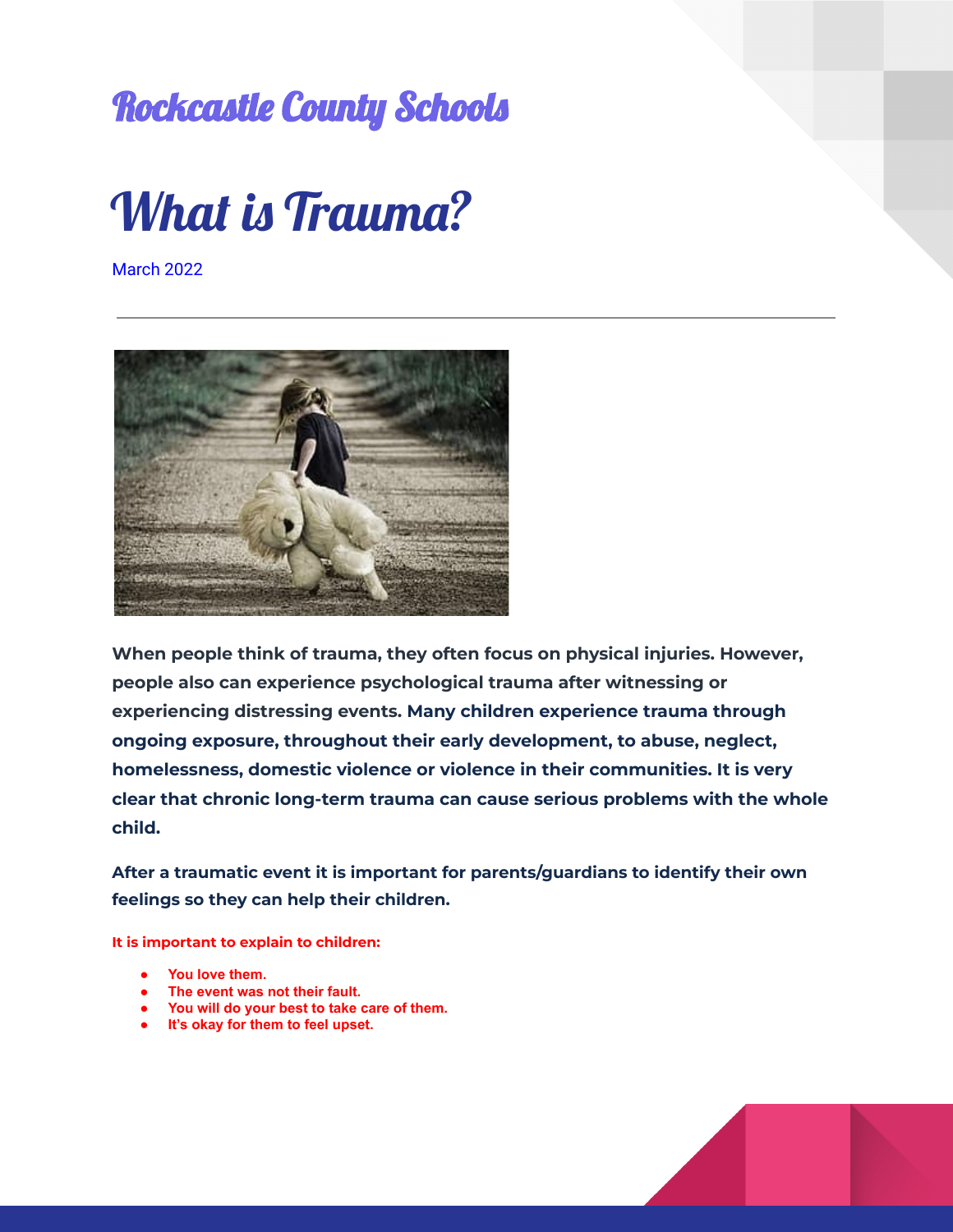## Rockcastle County Schools

# What is Trauma?

March 2022

---

**When people think of trauma, they often focus on physical injuries. However, people also can experience psychological trauma after witnessing or experiencing distressing events. Many children experience trauma through ongoing exposure, throughout their early development, to abuse, neglect, homelessness, domestic violence or violence in their communities. It is very clear that chronic long-term trauma can cause serious problems with the whole child.**

**After a traumatic event it is important for parents/guardians to identify their own feelings so they can help their children.**

**It is important to explain to children:**

- **You love them.**
- **The event was not their fault.**
- **You will do your best to take care of them.**
- **It's okay for them to feel upset.**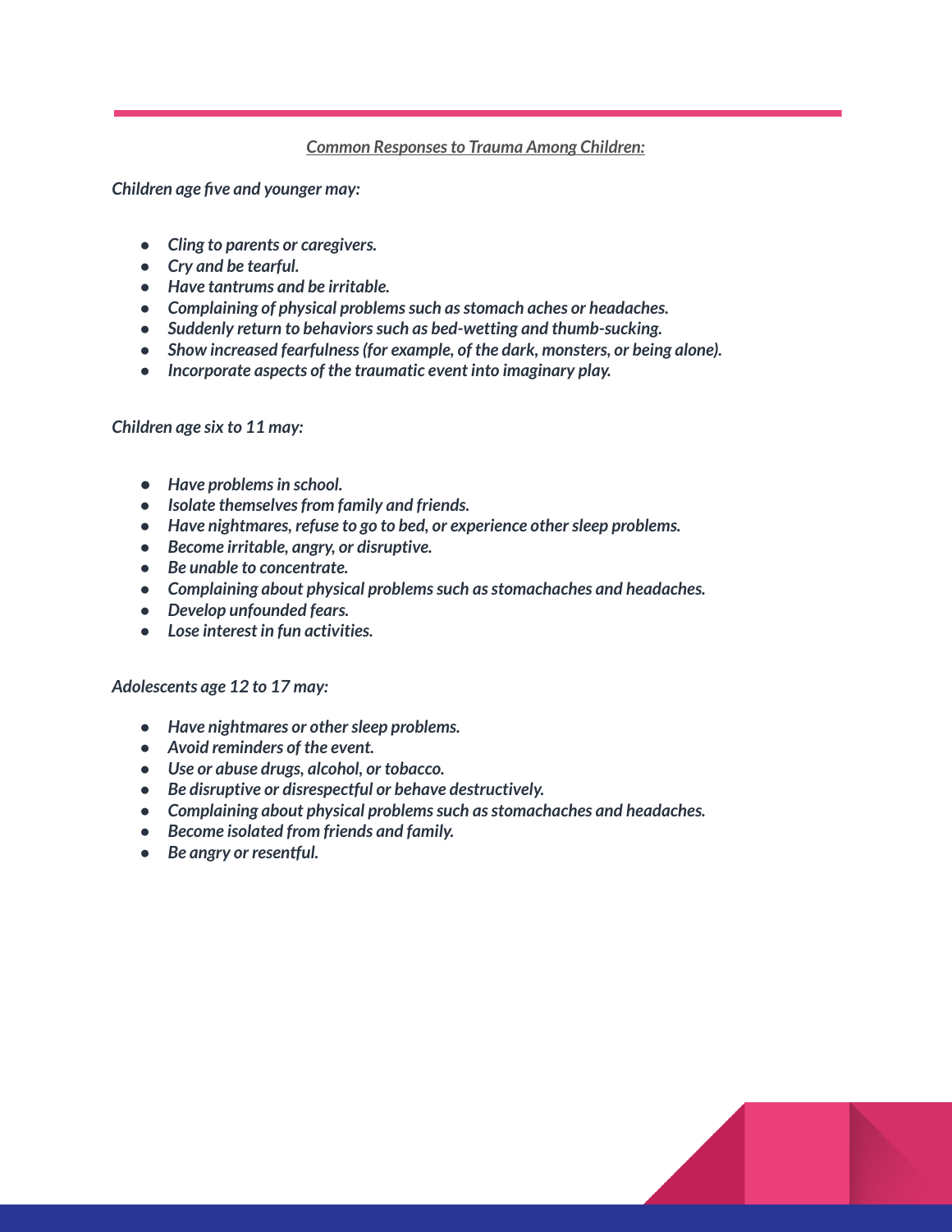***Common Responses to Trauma Among Children:***

*Children age five and younger may:*

- ***Cling to parents or caregivers.***
- ***Cry and be tearful.***
- ***Have tantrums and be irritable.***
- ***Complaining of physical problems such as stomach aches or headaches.***
- ***Suddenly return to behaviors such as bed-wetting and thumb-sucking.***
- ***Show increased fearfulness (for example, of the dark, monsters, or being alone).***
- ***Incorporate aspects of the traumatic event into imaginary play.***

*Children age six to 11 may:*

- ***Have problems in school.***
- ***Isolate themselves from family and friends.***
- ***Have nightmares, refuse to go to bed, or experience other sleep problems.***
- ***Become irritable, angry, or disruptive.***
- ***Be unable to concentrate.***
- ***Complaining about physical problems such as stomachaches and headaches.***
- ***Develop unfounded fears.***
- ***Lose interest in fun activities.***

*Adolescents age 12 to 17 may:*

- ***Have nightmares or other sleep problems.***
- ***Avoid reminders of the event.***
- ***Use or abuse drugs, alcohol, or tobacco.***
- ***Be disruptive or disrespectful or behave destructively.***
- ***Complaining about physical problems such as stomachaches and headaches.***
- ***Become isolated from friends and family.***
- ***Be angry or resentful.***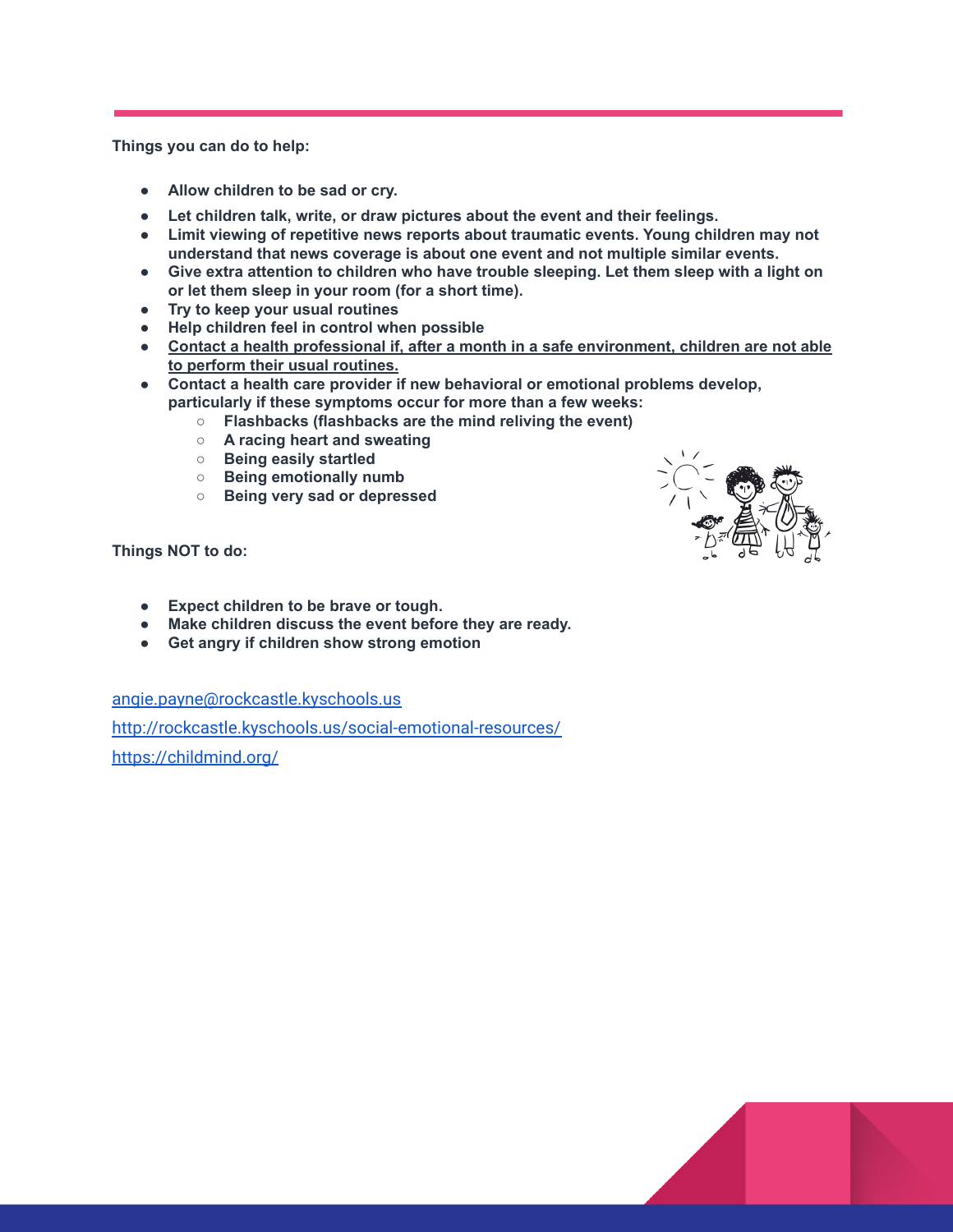**Things you can do to help:**

- **Allow children to be sad or cry.**
- **Let children talk, write, or draw pictures about the event and their feelings.**
- **Limit viewing of repetitive news reports about traumatic events. Young children may not understand that news coverage is about one event and not multiple similar events.**
- **Give extra attention to children who have trouble sleeping. Let them sleep with a light on or let them sleep in your room (for a short time).**
- **Try to keep your usual routines**
- **Help children feel in control when possible**
- **<u>Contact a health professional if, after a month in a safe environment, children are not able to perform their usual routines.</u>**
- **Contact a health care provider if new behavioral or emotional problems develop, particularly if these symptoms occur for more than a few weeks:**
  - **Flashbacks (flashbacks are the mind reliving the event)**
  - **A racing heart and sweating**
  - **Being easily startled**
  - **Being emotionally numb**
  - **Being very sad or depressed**

**Things NOT to do:**

- **Expect children to be brave or tough.**
- **Make children discuss the event before they are ready.**
- **Get angry if children show strong emotion**

angie.payne@rockcastle.kyschools.us

http://rockcastle.kyschools.us/social-emotional-resources/

https://childmind.org/